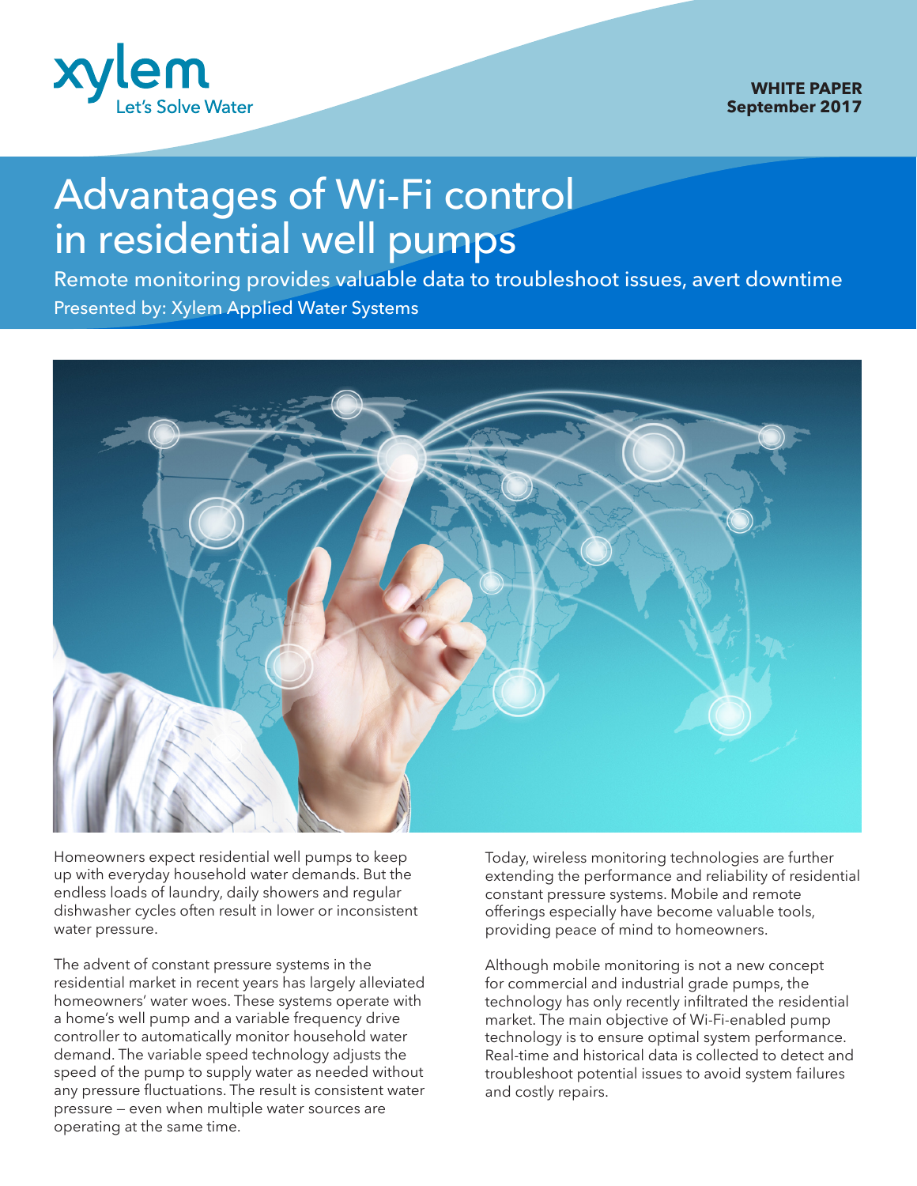xylem
Let's Solve Water

**WHITE PAPER**
**September 2017**

# Advantages of Wi-Fi control in residential well pumps

## Remote monitoring provides valuable data to troubleshoot issues, avert downtime

Presented by: Xylem Applied Water Systems

Homeowners expect residential well pumps to keep up with everyday household water demands. But the endless loads of laundry, daily showers and regular dishwasher cycles often result in lower or inconsistent water pressure.

The advent of constant pressure systems in the residential market in recent years has largely alleviated homeowners' water woes. These systems operate with a home's well pump and a variable frequency drive controller to automatically monitor household water demand. The variable speed technology adjusts the speed of the pump to supply water as needed without any pressure fluctuations. The result is consistent water pressure – even when multiple water sources are operating at the same time.

Today, wireless monitoring technologies are further extending the performance and reliability of residential constant pressure systems. Mobile and remote offerings especially have become valuable tools, providing peace of mind to homeowners.

Although mobile monitoring is not a new concept for commercial and industrial grade pumps, the technology has only recently infiltrated the residential market. The main objective of Wi-Fi-enabled pump technology is to ensure optimal system performance. Real-time and historical data is collected to detect and troubleshoot potential issues to avoid system failures and costly repairs.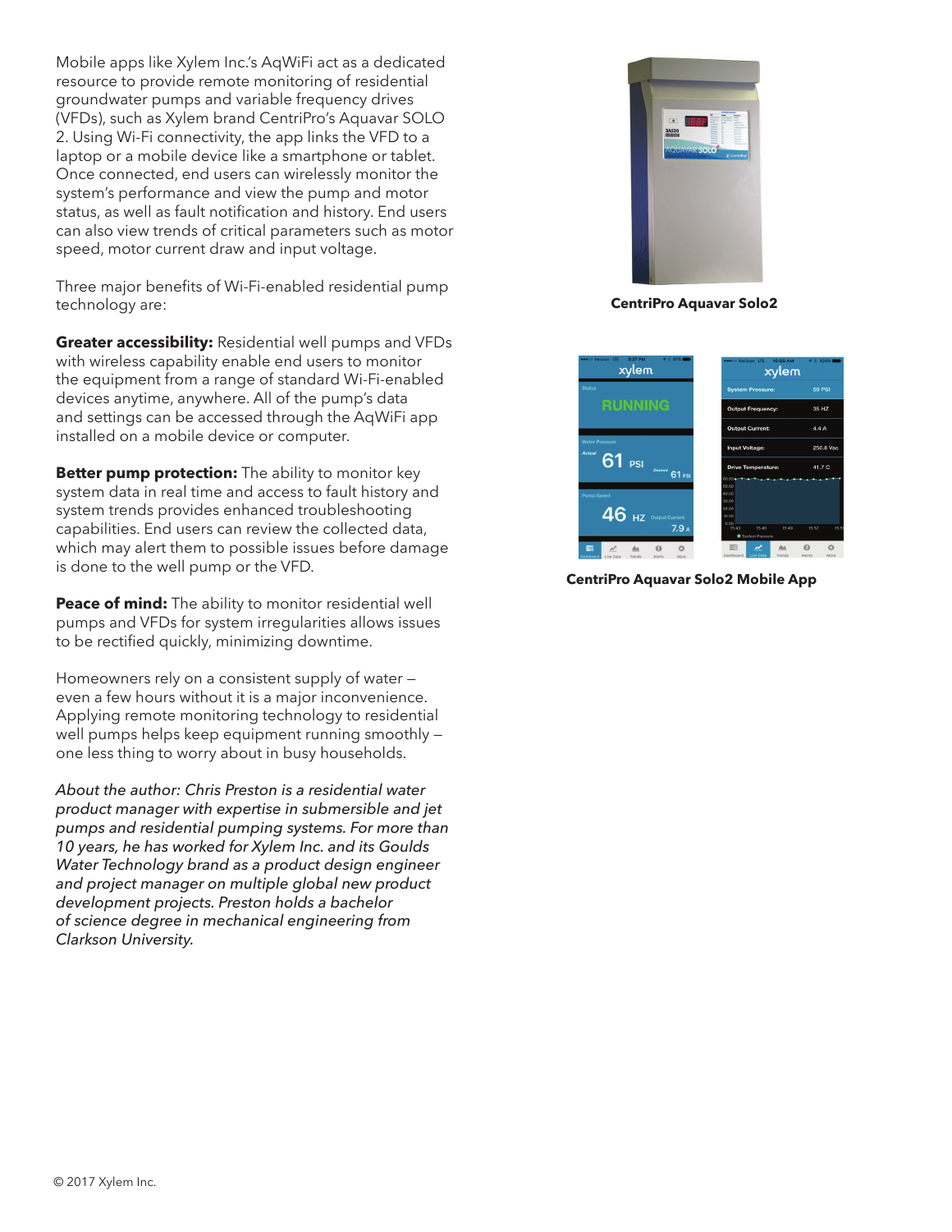Mobile apps like Xylem Inc.'s AqWiFi act as a dedicated resource to provide remote monitoring of residential groundwater pumps and variable frequency drives (VFDs), such as Xylem brand CentriPro's Aquavar SOLO 2. Using Wi-Fi connectivity, the app links the VFD to a laptop or a mobile device like a smartphone or tablet. Once connected, end users can wirelessly monitor the system's performance and view the pump and motor status, as well as fault notification and history. End users can also view trends of critical parameters such as motor speed, motor current draw and input voltage.

Three major benefits of Wi-Fi-enabled residential pump technology are:

**Greater accessibility:** Residential well pumps and VFDs with wireless capability enable end users to monitor the equipment from a range of standard Wi-Fi-enabled devices anytime, anywhere. All of the pump's data and settings can be accessed through the AqWiFi app installed on a mobile device or computer.

**Better pump protection:** The ability to monitor key system data in real time and access to fault history and system trends provides enhanced troubleshooting capabilities. End users can review the collected data, which may alert them to possible issues before damage is done to the well pump or the VFD.

**Peace of mind:** The ability to monitor residential well pumps and VFDs for system irregularities allows issues to be rectified quickly, minimizing downtime.

Homeowners rely on a consistent supply of water – even a few hours without it is a major inconvenience. Applying remote monitoring technology to residential well pumps helps keep equipment running smoothly – one less thing to worry about in busy households.

*About the author: Chris Preston is a residential water product manager with expertise in submersible and jet pumps and residential pumping systems. For more than 10 years, he has worked for Xylem Inc. and its Goulds Water Technology brand as a product design engineer and project manager on multiple global new product development projects. Preston holds a bachelor of science degree in mechanical engineering from Clarkson University.*

**CentriPro Aquavar Solo2**

**CentriPro Aquavar Solo2 Mobile App**

© 2017 Xylem Inc.